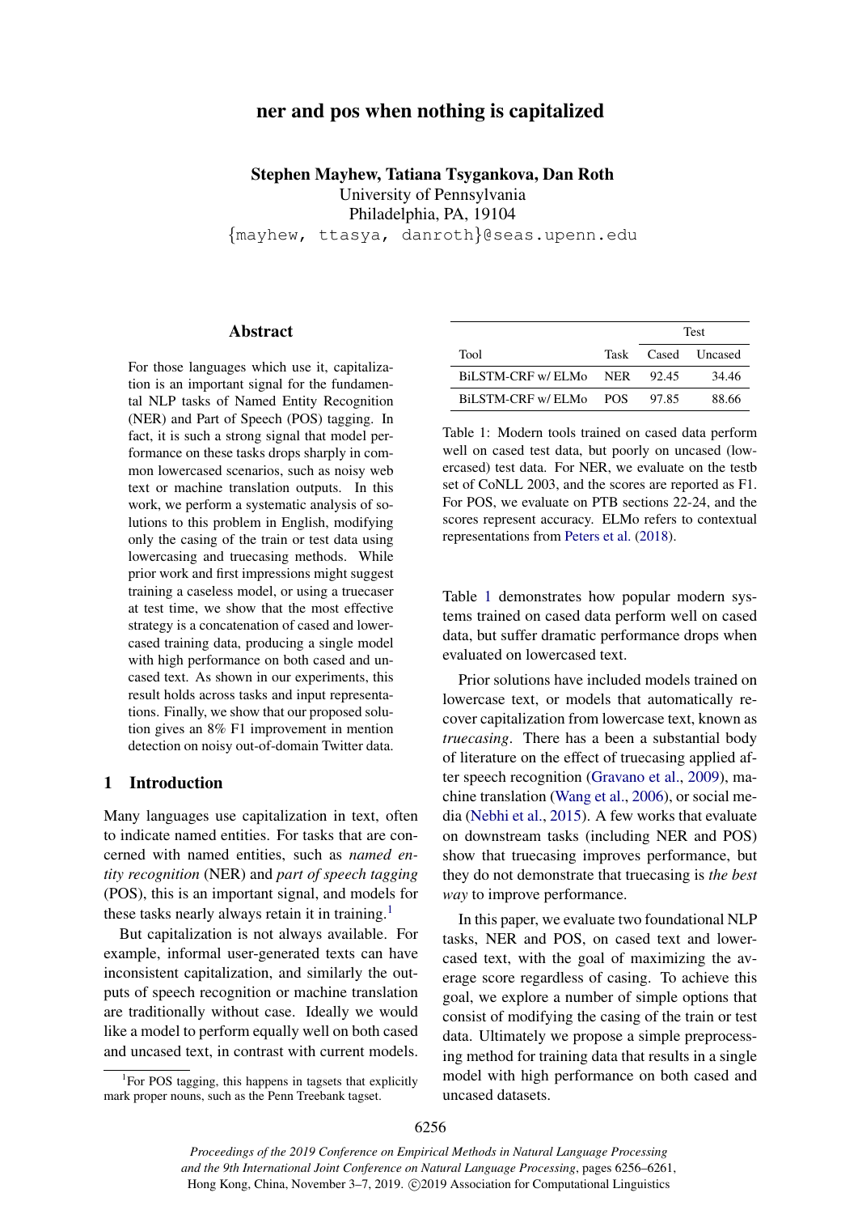# ner and pos when nothing is capitalized

**Stephen Mayhew, Tatiana Tsygankova, Dan Roth**
University of Pennsylvania
Philadelphia, PA, 19104
{mayhew, ttasya, danroth}@seas.upenn.edu

## Abstract

For those languages which use it, capitalization is an important signal for the fundamental NLP tasks of Named Entity Recognition (NER) and Part of Speech (POS) tagging. In fact, it is such a strong signal that model performance on these tasks drops sharply in common lowercased scenarios, such as noisy web text or machine translation outputs. In this work, we perform a systematic analysis of solutions to this problem in English, modifying only the casing of the train or test data using lowercasing and truecasing methods. While prior work and first impressions might suggest training a caseless model, or using a truecaser at test time, we show that the most effective strategy is a concatenation of cased and lowercased training data, producing a single model with high performance on both cased and uncased text. As shown in our experiments, this result holds across tasks and input representations. Finally, we show that our proposed solution gives an 8% F1 improvement in mention detection on noisy out-of-domain Twitter data.

## 1 Introduction

Many languages use capitalization in text, often to indicate named entities. For tasks that are concerned with named entities, such as *named entity recognition* (NER) and *part of speech tagging* (POS), this is an important signal, and models for these tasks nearly always retain it in training.[1]

But capitalization is not always available. For example, informal user-generated texts can have inconsistent capitalization, and similarly the outputs of speech recognition or machine translation are traditionally without case. Ideally we would like a model to perform equally well on both cased and uncased text, in contrast with current models.

| | | Test | |
|---|---|---|---|
| Tool | Task | Cased | Uncased |
| BiLSTM-CRF w/ ELMo | NER | 92.45 | 34.46 |
| BiLSTM-CRF w/ ELMo | POS | 97.85 | 88.66 |

Table 1: Modern tools trained on cased data perform well on cased test data, but poorly on uncased (lowercased) test data. For NER, we evaluate on the testb set of CoNLL 2003, and the scores are reported as F1. For POS, we evaluate on PTB sections 22-24, and the scores represent accuracy. ELMo refers to contextual representations from Peters et al. (2018).

Table 1 demonstrates how popular modern systems trained on cased data perform well on cased data, but suffer dramatic performance drops when evaluated on lowercased text.

Prior solutions have included models trained on lowercase text, or models that automatically recover capitalization from lowercase text, known as *truecasing*. There has a been a substantial body of literature on the effect of truecasing applied after speech recognition (Gravano et al., 2009), machine translation (Wang et al., 2006), or social media (Nebhi et al., 2015). A few works that evaluate on downstream tasks (including NER and POS) show that truecasing improves performance, but they do not demonstrate that truecasing is *the best way* to improve performance.

In this paper, we evaluate two foundational NLP tasks, NER and POS, on cased text and lowercased text, with the goal of maximizing the average score regardless of casing. To achieve this goal, we explore a number of simple options that consist of modifying the casing of the train or test data. Ultimately we propose a simple preprocessing method for training data that results in a single model with high performance on both cased and uncased datasets.

[1] For POS tagging, this happens in tagsets that explicitly mark proper nouns, such as the Penn Treebank tagset.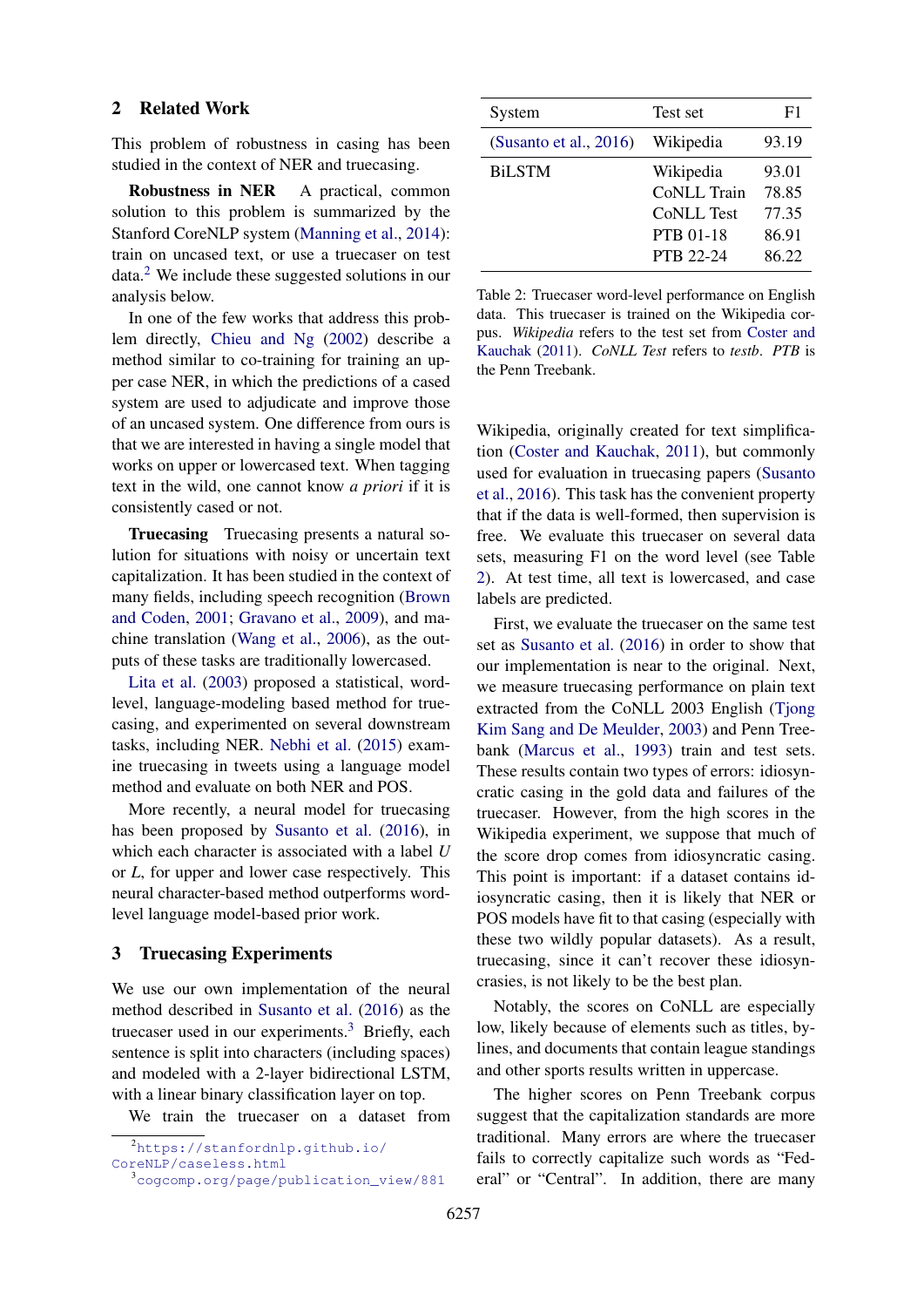## 2 Related Work

This problem of robustness in casing has been studied in the context of NER and truecasing.

**Robustness in NER** A practical, common solution to this problem is summarized by the Stanford CoreNLP system (Manning et al., 2014): train on uncased text, or use a truecaser on test data.[2] We include these suggested solutions in our analysis below.

In one of the few works that address this problem directly, Chieu and Ng (2002) describe a method similar to co-training for training an upper case NER, in which the predictions of a cased system are used to adjudicate and improve those of an uncased system. One difference from ours is that we are interested in having a single model that works on upper or lowercased text. When tagging text in the wild, one cannot know *a priori* if it is consistently cased or not.

**Truecasing** Truecasing presents a natural solution for situations with noisy or uncertain text capitalization. It has been studied in the context of many fields, including speech recognition (Brown and Coden, 2001; Gravano et al., 2009), and machine translation (Wang et al., 2006), as the outputs of these tasks are traditionally lowercased.

Lita et al. (2003) proposed a statistical, word-level, language-modeling based method for truecasing, and experimented on several downstream tasks, including NER. Nebhi et al. (2015) examine truecasing in tweets using a language model method and evaluate on both NER and POS.

More recently, a neural model for truecasing has been proposed by Susanto et al. (2016), in which each character is associated with a label *U* or *L*, for upper and lower case respectively. This neural character-based method outperforms word-level language model-based prior work.

## 3 Truecasing Experiments

We use our own implementation of the neural method described in Susanto et al. (2016) as the truecaser used in our experiments.[3] Briefly, each sentence is split into characters (including spaces) and modeled with a 2-layer bidirectional LSTM, with a linear binary classification layer on top.

We train the truecaser on a dataset from Wikipedia, originally created for text simplification (Coster and Kauchak, 2011), but commonly used for evaluation in truecasing papers (Susanto et al., 2016). This task has the convenient property that if the data is well-formed, then supervision is free. We evaluate this truecaser on several data sets, measuring F1 on the word level (see Table 2). At test time, all text is lowercased, and case labels are predicted.

| System | Test set | F1 |
|---|---|---|
| (Susanto et al., 2016) | Wikipedia | 93.19 |
| BiLSTM | Wikipedia | 93.01 |
| | CoNLL Train | 78.85 |
| | CoNLL Test | 77.35 |
| | PTB 01-18 | 86.91 |
| | PTB 22-24 | 86.22 |

Table 2: Truecaser word-level performance on English data. This truecaser is trained on the Wikipedia corpus. *Wikipedia* refers to the test set from Coster and Kauchak (2011). *CoNLL Test* refers to *testb*. *PTB* is the Penn Treebank.

First, we evaluate the truecaser on the same test set as Susanto et al. (2016) in order to show that our implementation is near to the original. Next, we measure truecasing performance on plain text extracted from the CoNLL 2003 English (Tjong Kim Sang and De Meulder, 2003) and Penn Treebank (Marcus et al., 1993) train and test sets. These results contain two types of errors: idiosyncratic casing in the gold data and failures of the truecaser. However, from the high scores in the Wikipedia experiment, we suppose that much of the score drop comes from idiosyncratic casing. This point is important: if a dataset contains idiosyncratic casing, then it is likely that NER or POS models have fit to that casing (especially with these two wildly popular datasets). As a result, truecasing, since it can't recover these idiosyncrasies, is not likely to be the best plan.

Notably, the scores on CoNLL are especially low, likely because of elements such as titles, bylines, and documents that contain league standings and other sports results written in uppercase.

The higher scores on Penn Treebank corpus suggest that the capitalization standards are more traditional. Many errors are where the truecaser fails to correctly capitalize such words as "Federal" or "Central". In addition, there are many

[2] https://stanfordnlp.github.io/CoreNLP/caseless.html

[3] cogcomp.org/page/publication_view/881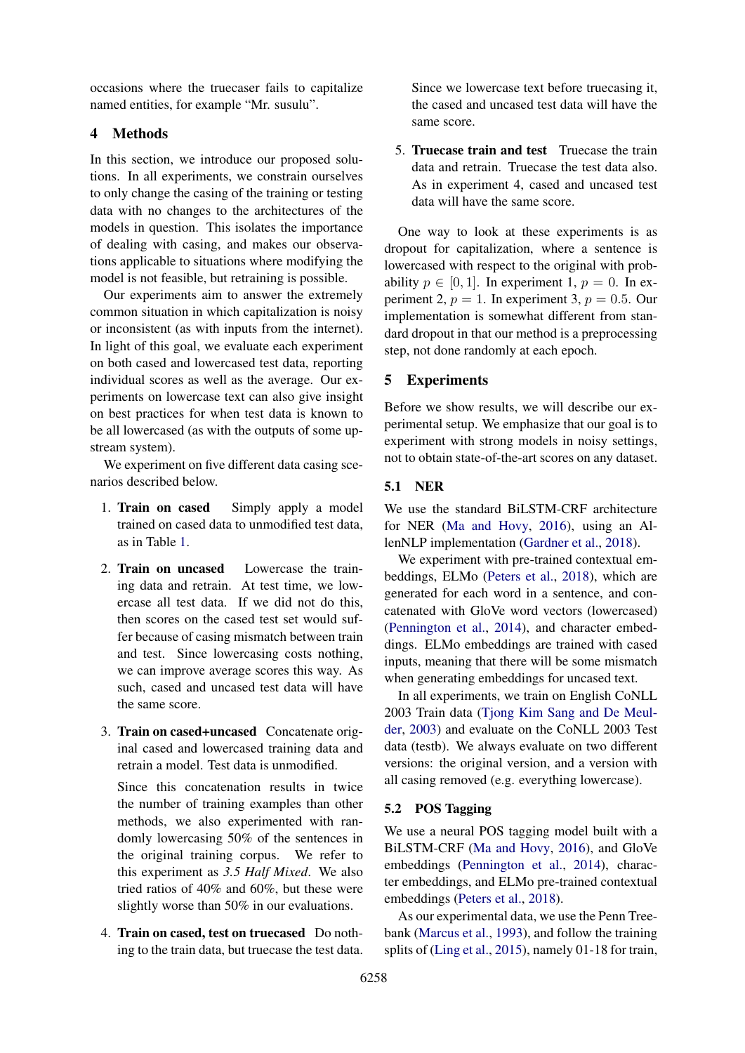occasions where the truecaser fails to capitalize named entities, for example "Mr. susulu".

## 4 Methods

In this section, we introduce our proposed solutions. In all experiments, we constrain ourselves to only change the casing of the training or testing data with no changes to the architectures of the models in question. This isolates the importance of dealing with casing, and makes our observations applicable to situations where modifying the model is not feasible, but retraining is possible.

Our experiments aim to answer the extremely common situation in which capitalization is noisy or inconsistent (as with inputs from the internet). In light of this goal, we evaluate each experiment on both cased and lowercased test data, reporting individual scores as well as the average. Our experiments on lowercase text can also give insight on best practices for when test data is known to be all lowercased (as with the outputs of some upstream system).

We experiment on five different data casing scenarios described below.

1. **Train on cased** Simply apply a model trained on cased data to unmodified test data, as in Table 1.

2. **Train on uncased** Lowercase the training data and retrain. At test time, we lowercase all test data. If we did not do this, then scores on the cased test set would suffer because of casing mismatch between train and test. Since lowercasing costs nothing, we can improve average scores this way. As such, cased and uncased test data will have the same score.

3. **Train on cased+uncased** Concatenate original cased and lowercased training data and retrain a model. Test data is unmodified.

   Since this concatenation results in twice the number of training examples than other methods, we also experimented with randomly lowercasing 50% of the sentences in the original training corpus. We refer to this experiment as *3.5 Half Mixed*. We also tried ratios of 40% and 60%, but these were slightly worse than 50% in our evaluations.

4. **Train on cased, test on truecased** Do nothing to the train data, but truecase the test data. Since we lowercase text before truecasing it, the cased and uncased test data will have the same score.

5. **Truecase train and test** Truecase the train data and retrain. Truecase the test data also. As in experiment 4, cased and uncased test data will have the same score.

One way to look at these experiments is as dropout for capitalization, where a sentence is lowercased with respect to the original with probability $p \in [0, 1]$. In experiment 1, $p = 0$. In experiment 2, $p = 1$. In experiment 3, $p = 0.5$. Our implementation is somewhat different from standard dropout in that our method is a preprocessing step, not done randomly at each epoch.

## 5 Experiments

Before we show results, we will describe our experimental setup. We emphasize that our goal is to experiment with strong models in noisy settings, not to obtain state-of-the-art scores on any dataset.

### 5.1 NER

We use the standard BiLSTM-CRF architecture for NER (Ma and Hovy, 2016), using an AllenNLP implementation (Gardner et al., 2018).

We experiment with pre-trained contextual embeddings, ELMo (Peters et al., 2018), which are generated for each word in a sentence, and concatenated with GloVe word vectors (lowercased) (Pennington et al., 2014), and character embeddings. ELMo embeddings are trained with cased inputs, meaning that there will be some mismatch when generating embeddings for uncased text.

In all experiments, we train on English CoNLL 2003 Train data (Tjong Kim Sang and De Meulder, 2003) and evaluate on the CoNLL 2003 Test data (testb). We always evaluate on two different versions: the original version, and a version with all casing removed (e.g. everything lowercase).

### 5.2 POS Tagging

We use a neural POS tagging model built with a BiLSTM-CRF (Ma and Hovy, 2016), and GloVe embeddings (Pennington et al., 2014), character embeddings, and ELMo pre-trained contextual embeddings (Peters et al., 2018).

As our experimental data, we use the Penn Treebank (Marcus et al., 1993), and follow the training splits of (Ling et al., 2015), namely 01-18 for train,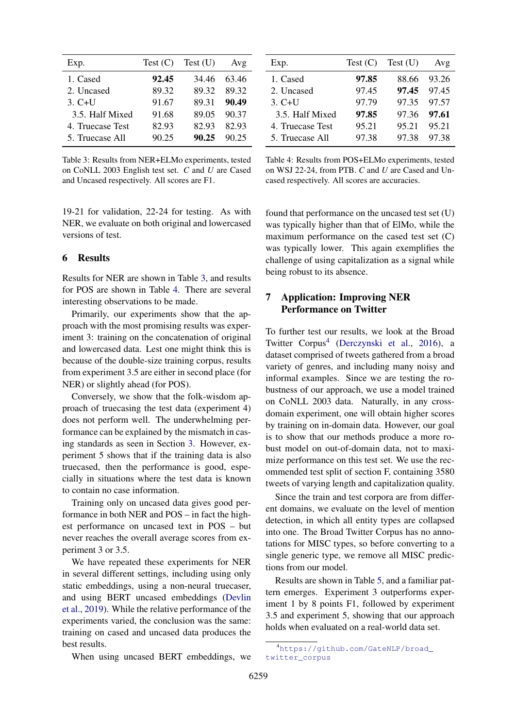| Exp. | Test (C) | Test (U) | Avg |
| --- | --- | --- | --- |
| 1. Cased | **92.45** | 34.46 | 63.46 |
| 2. Uncased | 89.32 | 89.32 | 89.32 |
| 3. C+U | 91.67 | 89.31 | **90.49** |
| 3.5. Half Mixed | 91.68 | 89.05 | 90.37 |
| 4. Truecase Test | 82.93 | 82.93 | 82.93 |
| 5. Truecase All | 90.25 | **90.25** | 90.25 |

Table 3: Results from NER+ELMo experiments, tested on CoNLL 2003 English test set. *C* and *U* are Cased and Uncased respectively. All scores are F1.

| Exp. | Test (C) | Test (U) | Avg |
| --- | --- | --- | --- |
| 1. Cased | **97.85** | 88.66 | 93.26 |
| 2. Uncased | 97.45 | **97.45** | 97.45 |
| 3. C+U | 97.79 | 97.35 | 97.57 |
| 3.5. Half Mixed | **97.85** | 97.36 | **97.61** |
| 4. Truecase Test | 95.21 | 95.21 | 95.21 |
| 5. Truecase All | 97.38 | 97.38 | 97.38 |

Table 4: Results from POS+ELMo experiments, tested on WSJ 22-24, from PTB. *C* and *U* are Cased and Uncased respectively. All scores are accuracies.

19-21 for validation, 22-24 for testing. As with NER, we evaluate on both original and lowercased versions of test.

## 6 Results

Results for NER are shown in Table 3, and results for POS are shown in Table 4. There are several interesting observations to be made.

Primarily, our experiments show that the approach with the most promising results was experiment 3: training on the concatenation of original and lowercased data. Lest one might think this is because of the double-size training corpus, results from experiment 3.5 are either in second place (for NER) or slightly ahead (for POS).

Conversely, we show that the folk-wisdom approach of truecasing the test data (experiment 4) does not perform well. The underwhelming performance can be explained by the mismatch in casing standards as seen in Section 3. However, experiment 5 shows that if the training data is also truecased, then the performance is good, especially in situations where the test data is known to contain no case information.

Training only on uncased data gives good performance in both NER and POS – in fact the highest performance on uncased text in POS – but never reaches the overall average scores from experiment 3 or 3.5.

We have repeated these experiments for NER in several different settings, including using only static embeddings, using a non-neural truecaser, and using BERT uncased embeddings (Devlin et al., 2019). While the relative performance of the experiments varied, the conclusion was the same: training on cased and uncased data produces the best results.

When using uncased BERT embeddings, we found that performance on the uncased test set (U) was typically higher than that of ElMo, while the maximum performance on the cased test set (C) was typically lower. This again exemplifies the challenge of using capitalization as a signal while being robust to its absence.

## 7 Application: Improving NER Performance on Twitter

To further test our results, we look at the Broad Twitter Corpus[4] (Derczynski et al., 2016), a dataset comprised of tweets gathered from a broad variety of genres, and including many noisy and informal examples. Since we are testing the robustness of our approach, we use a model trained on CoNLL 2003 data. Naturally, in any cross-domain experiment, one will obtain higher scores by training on in-domain data. However, our goal is to show that our methods produce a more robust model on out-of-domain data, not to maximize performance on this test set. We use the recommended test split of section F, containing 3580 tweets of varying length and capitalization quality.

Since the train and test corpora are from different domains, we evaluate on the level of mention detection, in which all entity types are collapsed into one. The Broad Twitter Corpus has no annotations for MISC types, so before converting to a single generic type, we remove all MISC predictions from our model.

Results are shown in Table 5, and a familiar pattern emerges. Experiment 3 outperforms experiment 1 by 8 points F1, followed by experiment 3.5 and experiment 5, showing that our approach holds when evaluated on a real-world data set.

[4] https://github.com/GateNLP/broad_twitter_corpus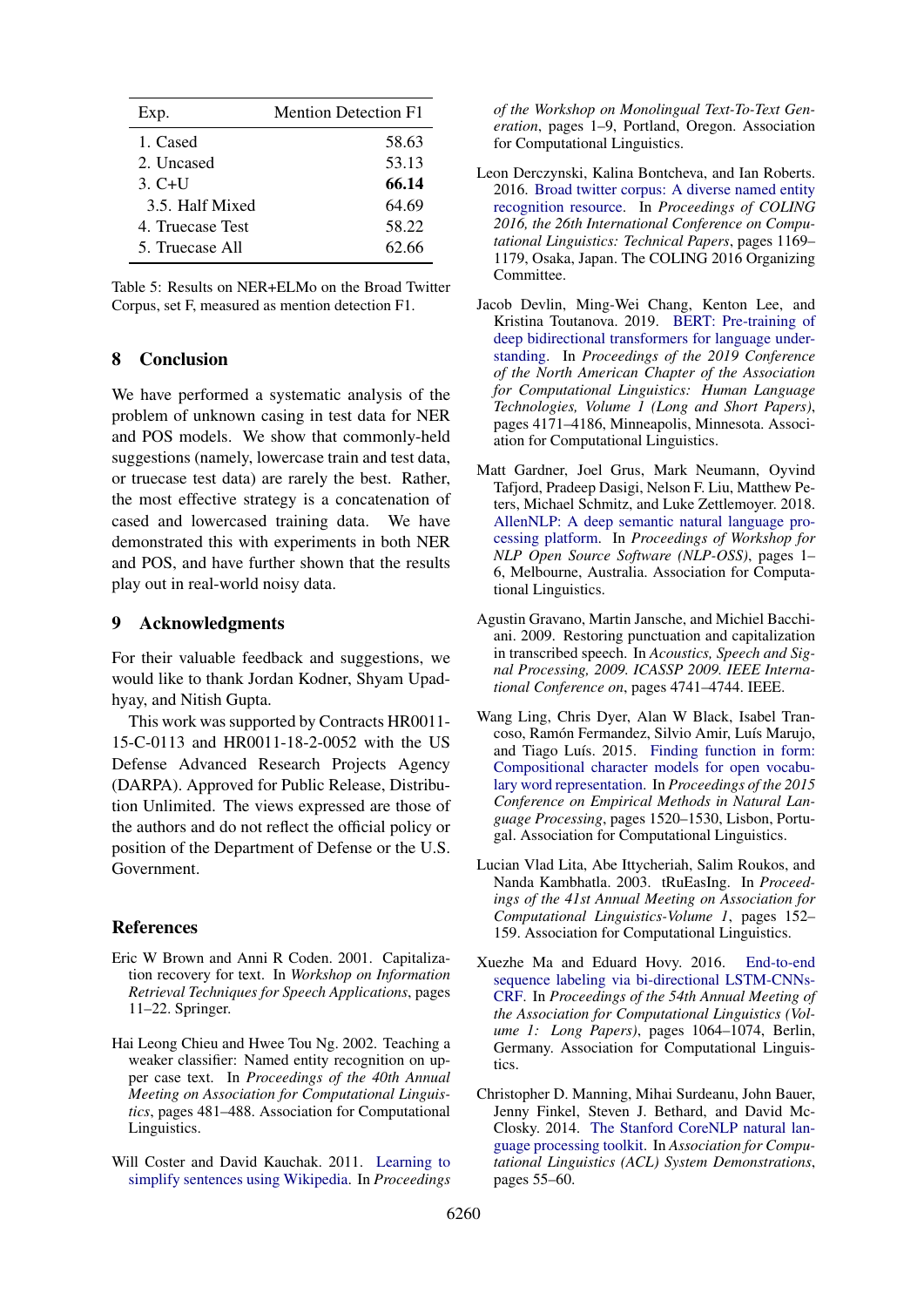| Exp. | Mention Detection F1 |
|---|---|
| 1. Cased | 58.63 |
| 2. Uncased | 53.13 |
| 3. C+U | **66.14** |
| 3.5. Half Mixed | 64.69 |
| 4. Truecase Test | 58.22 |
| 5. Truecase All | 62.66 |

Table 5: Results on NER+ELMo on the Broad Twitter Corpus, set F, measured as mention detection F1.

## 8 Conclusion

We have performed a systematic analysis of the problem of unknown casing in test data for NER and POS models. We show that commonly-held suggestions (namely, lowercase train and test data, or truecase test data) are rarely the best. Rather, the most effective strategy is a concatenation of cased and lowercased training data. We have demonstrated this with experiments in both NER and POS, and have further shown that the results play out in real-world noisy data.

## 9 Acknowledgments

For their valuable feedback and suggestions, we would like to thank Jordan Kodner, Shyam Upadhyay, and Nitish Gupta.

This work was supported by Contracts HR0011-15-C-0113 and HR0011-18-2-0052 with the US Defense Advanced Research Projects Agency (DARPA). Approved for Public Release, Distribution Unlimited. The views expressed are those of the authors and do not reflect the official policy or position of the Department of Defense or the U.S. Government.

## References

Eric W Brown and Anni R Coden. 2001. Capitalization recovery for text. In *Workshop on Information Retrieval Techniques for Speech Applications*, pages 11–22. Springer.

Hai Leong Chieu and Hwee Tou Ng. 2002. Teaching a weaker classifier: Named entity recognition on upper case text. In *Proceedings of the 40th Annual Meeting on Association for Computational Linguistics*, pages 481–488. Association for Computational Linguistics.

Will Coster and David Kauchak. 2011. Learning to simplify sentences using Wikipedia. In *Proceedings of the Workshop on Monolingual Text-To-Text Generation*, pages 1–9, Portland, Oregon. Association for Computational Linguistics.

Leon Derczynski, Kalina Bontcheva, and Ian Roberts. 2016. Broad twitter corpus: A diverse named entity recognition resource. In *Proceedings of COLING 2016, the 26th International Conference on Computational Linguistics: Technical Papers*, pages 1169–1179, Osaka, Japan. The COLING 2016 Organizing Committee.

Jacob Devlin, Ming-Wei Chang, Kenton Lee, and Kristina Toutanova. 2019. BERT: Pre-training of deep bidirectional transformers for language understanding. In *Proceedings of the 2019 Conference of the North American Chapter of the Association for Computational Linguistics: Human Language Technologies, Volume 1 (Long and Short Papers)*, pages 4171–4186, Minneapolis, Minnesota. Association for Computational Linguistics.

Matt Gardner, Joel Grus, Mark Neumann, Oyvind Tafjord, Pradeep Dasigi, Nelson F. Liu, Matthew Peters, Michael Schmitz, and Luke Zettlemoyer. 2018. AllenNLP: A deep semantic natural language processing platform. In *Proceedings of Workshop for NLP Open Source Software (NLP-OSS)*, pages 1–6, Melbourne, Australia. Association for Computational Linguistics.

Agustin Gravano, Martin Jansche, and Michiel Bacchiani. 2009. Restoring punctuation and capitalization in transcribed speech. In *Acoustics, Speech and Signal Processing, 2009. ICASSP 2009. IEEE International Conference on*, pages 4741–4744. IEEE.

Wang Ling, Chris Dyer, Alan W Black, Isabel Trancoso, Ramón Fermandez, Silvio Amir, Luís Marujo, and Tiago Luís. 2015. Finding function in form: Compositional character models for open vocabulary word representation. In *Proceedings of the 2015 Conference on Empirical Methods in Natural Language Processing*, pages 1520–1530, Lisbon, Portugal. Association for Computational Linguistics.

Lucian Vlad Lita, Abe Ittycheriah, Salim Roukos, and Nanda Kambhatla. 2003. tRuEasIng. In *Proceedings of the 41st Annual Meeting on Association for Computational Linguistics-Volume 1*, pages 152–159. Association for Computational Linguistics.

Xuezhe Ma and Eduard Hovy. 2016. End-to-end sequence labeling via bi-directional LSTM-CNNs-CRF. In *Proceedings of the 54th Annual Meeting of the Association for Computational Linguistics (Volume 1: Long Papers)*, pages 1064–1074, Berlin, Germany. Association for Computational Linguistics.

Christopher D. Manning, Mihai Surdeanu, John Bauer, Jenny Finkel, Steven J. Bethard, and David McClosky. 2014. The Stanford CoreNLP natural language processing toolkit. In *Association for Computational Linguistics (ACL) System Demonstrations*, pages 55–60.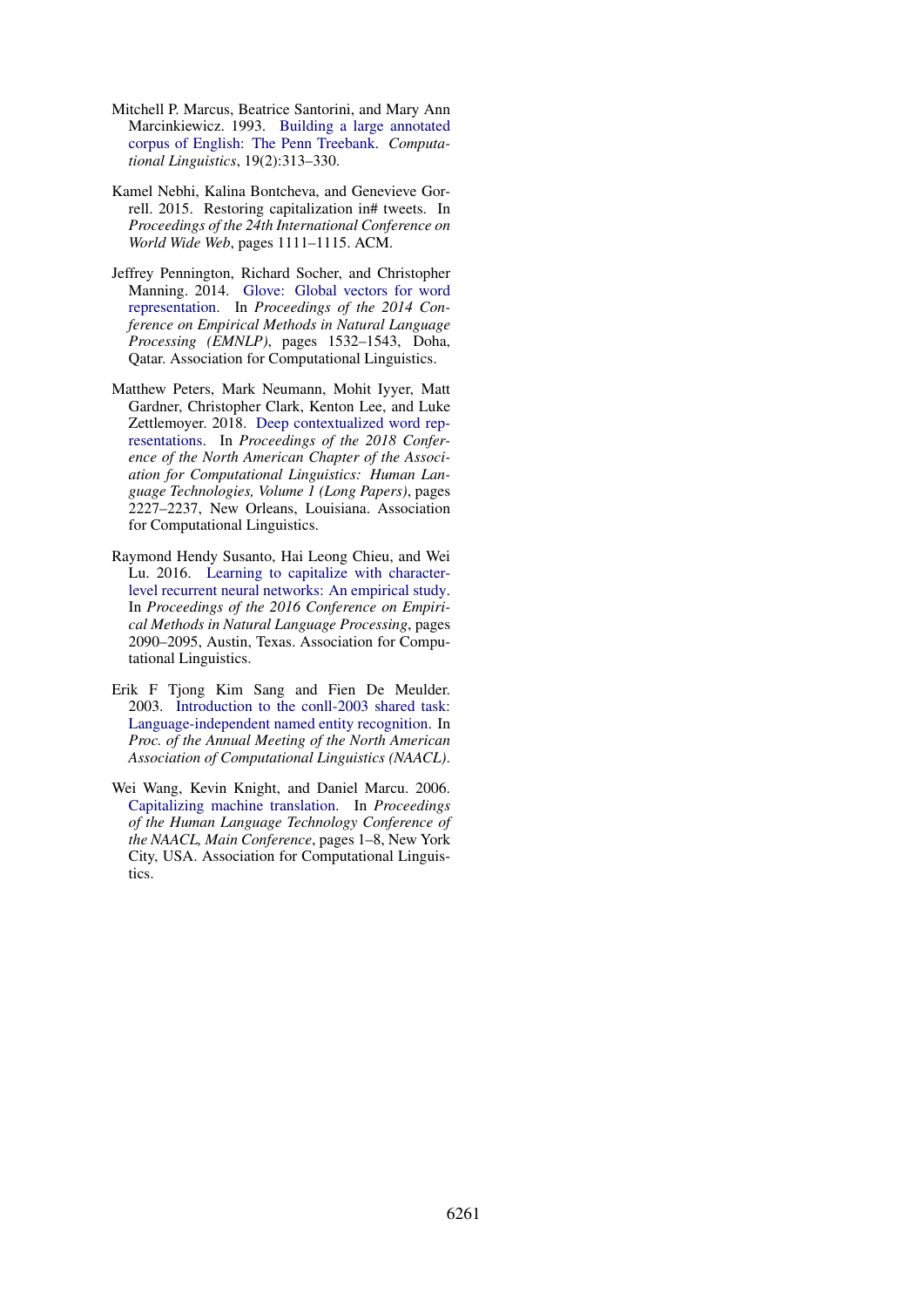Mitchell P. Marcus, Beatrice Santorini, and Mary Ann Marcinkiewicz. 1993. Building a large annotated corpus of English: The Penn Treebank. *Computational Linguistics*, 19(2):313–330.

Kamel Nebhi, Kalina Bontcheva, and Genevieve Gorrell. 2015. Restoring capitalization in# tweets. In *Proceedings of the 24th International Conference on World Wide Web*, pages 1111–1115. ACM.

Jeffrey Pennington, Richard Socher, and Christopher Manning. 2014. Glove: Global vectors for word representation. In *Proceedings of the 2014 Conference on Empirical Methods in Natural Language Processing (EMNLP)*, pages 1532–1543, Doha, Qatar. Association for Computational Linguistics.

Matthew Peters, Mark Neumann, Mohit Iyyer, Matt Gardner, Christopher Clark, Kenton Lee, and Luke Zettlemoyer. 2018. Deep contextualized word representations. In *Proceedings of the 2018 Conference of the North American Chapter of the Association for Computational Linguistics: Human Language Technologies, Volume 1 (Long Papers)*, pages 2227–2237, New Orleans, Louisiana. Association for Computational Linguistics.

Raymond Hendy Susanto, Hai Leong Chieu, and Wei Lu. 2016. Learning to capitalize with character-level recurrent neural networks: An empirical study. In *Proceedings of the 2016 Conference on Empirical Methods in Natural Language Processing*, pages 2090–2095, Austin, Texas. Association for Computational Linguistics.

Erik F Tjong Kim Sang and Fien De Meulder. 2003. Introduction to the conll-2003 shared task: Language-independent named entity recognition. In *Proc. of the Annual Meeting of the North American Association of Computational Linguistics (NAACL)*.

Wei Wang, Kevin Knight, and Daniel Marcu. 2006. Capitalizing machine translation. In *Proceedings of the Human Language Technology Conference of the NAACL, Main Conference*, pages 1–8, New York City, USA. Association for Computational Linguistics.